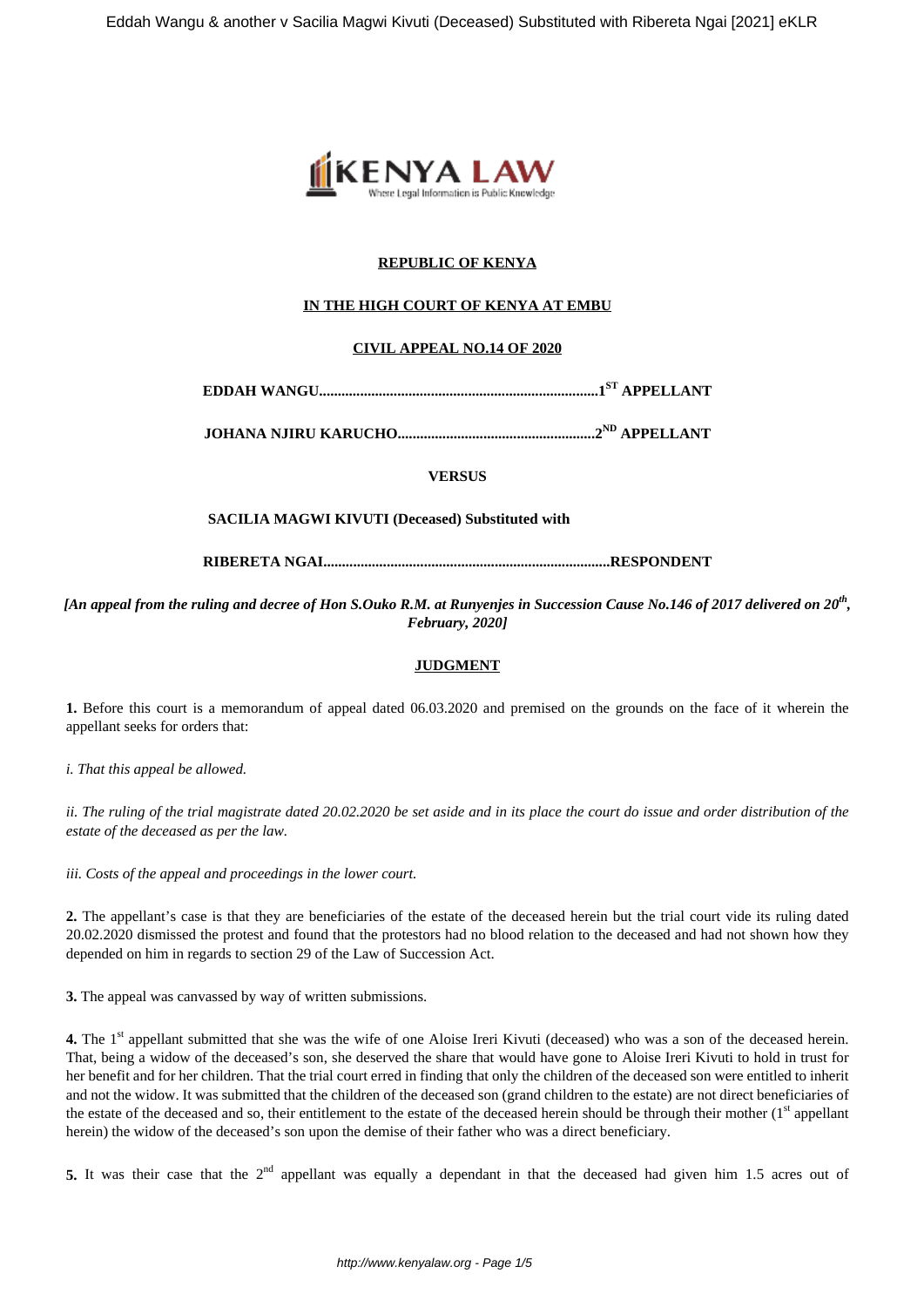**REPUBLIC OF KENYA**

**IN THE HIGH COURT OF KENYA AT EMBU**

**CIVIL APPEAL NO.14 OF 2020**

**EDDAH WANGU..........................................................................1[ST] APPELLANT**

**JOHANA NJIRU KARUCHO....................................................2[ND] APPELLANT**

**VERSUS**

**SACILIA MAGWI KIVUTI (Deceased) Substituted with**

**RIBERETA NGAI.............................................................................RESPONDENT**

***[An appeal from the ruling and decree of Hon S.Ouko R.M. at Runyenjes in Succession Cause No.146 of 2017 delivered on 20[th], February, 2020]***

**JUDGMENT**

**1.** Before this court is a memorandum of appeal dated 06.03.2020 and premised on the grounds on the face of it wherein the appellant seeks for orders that:

*i. That this appeal be allowed.*

*ii. The ruling of the trial magistrate dated 20.02.2020 be set aside and in its place the court do issue and order distribution of the estate of the deceased as per the law.*

*iii. Costs of the appeal and proceedings in the lower court.*

**2.** The appellant's case is that they are beneficiaries of the estate of the deceased herein but the trial court vide its ruling dated 20.02.2020 dismissed the protest and found that the protestors had no blood relation to the deceased and had not shown how they depended on him in regards to section 29 of the Law of Succession Act.

**3.** The appeal was canvassed by way of written submissions.

**4.** The 1[st] appellant submitted that she was the wife of one Aloise Ireri Kivuti (deceased) who was a son of the deceased herein. That, being a widow of the deceased's son, she deserved the share that would have gone to Aloise Ireri Kivuti to hold in trust for her benefit and for her children. That the trial court erred in finding that only the children of the deceased son were entitled to inherit and not the widow. It was submitted that the children of the deceased son (grand children to the estate) are not direct beneficiaries of the estate of the deceased and so, their entitlement to the estate of the deceased herein should be through their mother (1[st] appellant herein) the widow of the deceased's son upon the demise of their father who was a direct beneficiary.

**5.** It was their case that the 2[nd] appellant was equally a dependant in that the deceased had given him 1.5 acres out of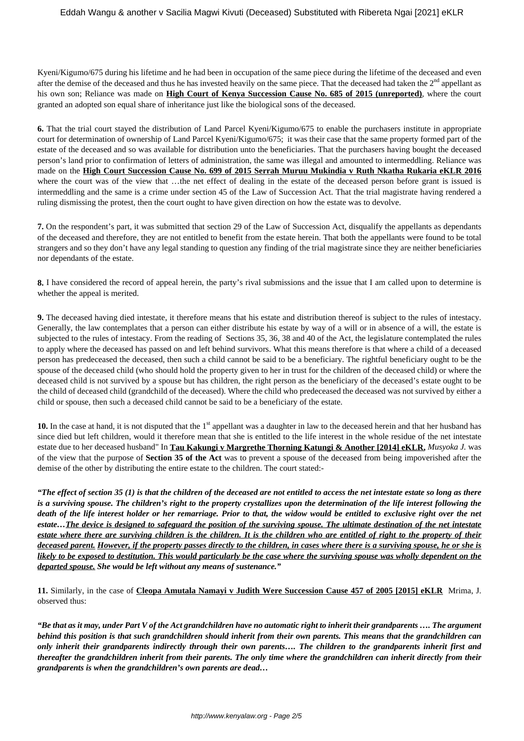Kyeni/Kigumo/675 during his lifetime and he had been in occupation of the same piece during the lifetime of the deceased and even after the demise of the deceased and thus he has invested heavily on the same piece. That the deceased had taken the 2nd appellant as his own son; Reliance was made on **High Court of Kenya Succession Cause No. 685 of 2015 (unreported)**, where the court granted an adopted son equal share of inheritance just like the biological sons of the deceased.

**6.** That the trial court stayed the distribution of Land Parcel Kyeni/Kigumo/675 to enable the purchasers institute in appropriate court for determination of ownership of Land Parcel Kyeni/Kigumo/675; it was their case that the same property formed part of the estate of the deceased and so was available for distribution unto the beneficiaries. That the purchasers having bought the deceased person's land prior to confirmation of letters of administration, the same was illegal and amounted to intermeddling. Reliance was made on the **High Court Succession Cause No. 699 of 2015 Serrah Muruu Mukindia v Ruth Nkatha Rukaria eKLR 2016** where the court was of the view that …the net effect of dealing in the estate of the deceased person before grant is issued is intermeddling and the same is a crime under section 45 of the Law of Succession Act. That the trial magistrate having rendered a ruling dismissing the protest, then the court ought to have given direction on how the estate was to devolve.

**7.** On the respondent's part, it was submitted that section 29 of the Law of Succession Act, disqualify the appellants as dependants of the deceased and therefore, they are not entitled to benefit from the estate herein. That both the appellants were found to be total strangers and so they don't have any legal standing to question any finding of the trial magistrate since they are neither beneficiaries nor dependants of the estate.

**8.** I have considered the record of appeal herein, the party's rival submissions and the issue that I am called upon to determine is whether the appeal is merited.

**9.** The deceased having died intestate, it therefore means that his estate and distribution thereof is subject to the rules of intestacy. Generally, the law contemplates that a person can either distribute his estate by way of a will or in absence of a will, the estate is subjected to the rules of intestacy. From the reading of Sections 35, 36, 38 and 40 of the Act, the legislature contemplated the rules to apply where the deceased has passed on and left behind survivors. What this means therefore is that where a child of a deceased person has predeceased the deceased, then such a child cannot be said to be a beneficiary. The rightful beneficiary ought to be the spouse of the deceased child (who should hold the property given to her in trust for the children of the deceased child) or where the deceased child is not survived by a spouse but has children, the right person as the beneficiary of the deceased's estate ought to be the child of deceased child (grandchild of the deceased). Where the child who predeceased the deceased was not survived by either a child or spouse, then such a deceased child cannot be said to be a beneficiary of the estate.

**10.** In the case at hand, it is not disputed that the 1st appellant was a daughter in law to the deceased herein and that her husband has since died but left children, would it therefore mean that she is entitled to the life interest in the whole residue of the net intestate estate due to her deceased husband" In **Tau Kakungi v Margrethe Thorning Katungi & Another [2014] eKLR,** *Musyoka J.* was of the view that the purpose of **Section 35 of the Act** was to prevent a spouse of the deceased from being impoverished after the demise of the other by distributing the entire estate to the children. The court stated:-

***"The effect of section 35 (1) is that the children of the deceased are not entitled to access the net intestate estate so long as there is a surviving spouse. The children's right to the property crystallizes upon the determination of the life interest following the death of the life interest holder or her remarriage. Prior to that, the widow would be entitled to exclusive right over the net estate…<u>The device is designed to safeguard the position of the surviving spouse. The ultimate destination of the net intestate estate where there are surviving children is the children. It is the children who are entitled of right to the property of their deceased parent.</u> <u>However, if the property passes directly to the children, in cases where there is a surviving spouse, he or she is likely to be exposed to destitution. This would particularly be the case where the surviving spouse was wholly dependent on the departed spouse.</u> She would be left without any means of sustenance."***

**11.** Similarly, in the case of **Cleopa Amutala Namayi v Judith Were Succession Cause 457 of 2005 [2015] eKLR** Mrima, J. observed thus:

***"Be that as it may, under Part V of the Act grandchildren have no automatic right to inherit their grandparents …. The argument behind this position is that such grandchildren should inherit from their own parents. This means that the grandchildren can only inherit their grandparents indirectly through their own parents…. The children to the grandparents inherit first and thereafter the grandchildren inherit from their parents. The only time where the grandchildren can inherit directly from their grandparents is when the grandchildren's own parents are dead…***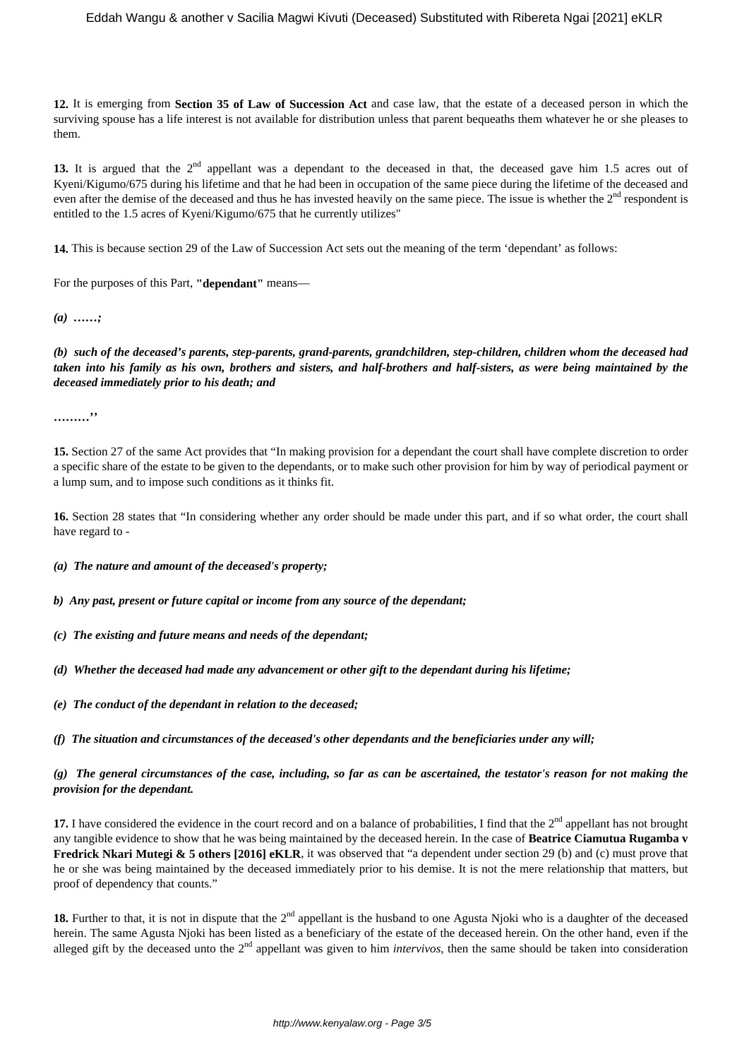**12.** It is emerging from **Section 35 of Law of Succession Act** and case law, that the estate of a deceased person in which the surviving spouse has a life interest is not available for distribution unless that parent bequeaths them whatever he or she pleases to them.

**13.** It is argued that the 2nd appellant was a dependant to the deceased in that, the deceased gave him 1.5 acres out of Kyeni/Kigumo/675 during his lifetime and that he had been in occupation of the same piece during the lifetime of the deceased and even after the demise of the deceased and thus he has invested heavily on the same piece. The issue is whether the 2nd respondent is entitled to the 1.5 acres of Kyeni/Kigumo/675 that he currently utilizes"

**14.** This is because section 29 of the Law of Succession Act sets out the meaning of the term 'dependant' as follows:

For the purposes of this Part, **"dependant"** means—

***(a) ……;***

***(b) such of the deceased's parents, step-parents, grand-parents, grandchildren, step-children, children whom the deceased had taken into his family as his own, brothers and sisters, and half-brothers and half-sisters, as were being maintained by the deceased immediately prior to his death; and***

**………''**

**15.** Section 27 of the same Act provides that "In making provision for a dependant the court shall have complete discretion to order a specific share of the estate to be given to the dependants, or to make such other provision for him by way of periodical payment or a lump sum, and to impose such conditions as it thinks fit.

**16.** Section 28 states that "In considering whether any order should be made under this part, and if so what order, the court shall have regard to -

***(a) The nature and amount of the deceased's property;***

***b) Any past, present or future capital or income from any source of the dependant;***

***(c) The existing and future means and needs of the dependant;***

***(d) Whether the deceased had made any advancement or other gift to the dependant during his lifetime;***

***(e) The conduct of the dependant in relation to the deceased;***

***(f) The situation and circumstances of the deceased's other dependants and the beneficiaries under any will;***

***(g) The general circumstances of the case, including, so far as can be ascertained, the testator's reason for not making the provision for the dependant.***

**17.** I have considered the evidence in the court record and on a balance of probabilities, I find that the 2nd appellant has not brought any tangible evidence to show that he was being maintained by the deceased herein. In the case of **Beatrice Ciamutua Rugamba v Fredrick Nkari Mutegi & 5 others [2016] eKLR**, it was observed that "a dependent under section 29 (b) and (c) must prove that he or she was being maintained by the deceased immediately prior to his demise. It is not the mere relationship that matters, but proof of dependency that counts."

**18.** Further to that, it is not in dispute that the 2nd appellant is the husband to one Agusta Njoki who is a daughter of the deceased herein. The same Agusta Njoki has been listed as a beneficiary of the estate of the deceased herein. On the other hand, even if the alleged gift by the deceased unto the 2nd appellant was given to him *intervivos*, then the same should be taken into consideration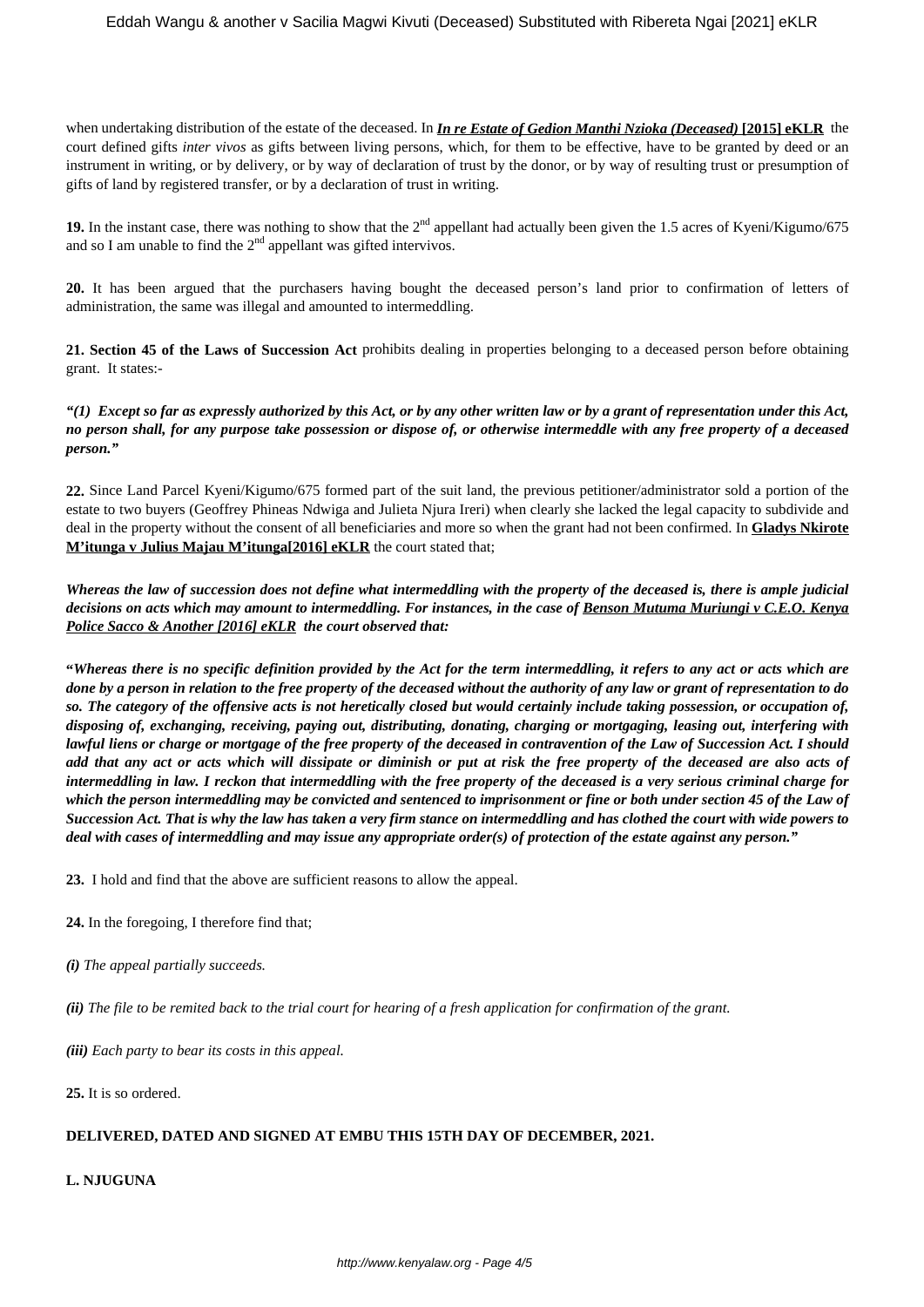when undertaking distribution of the estate of the deceased. In ***In re Estate of Gedion Manthi Nzioka (Deceased)* [2015] eKLR** the court defined gifts *inter vivos* as gifts between living persons, which, for them to be effective, have to be granted by deed or an instrument in writing, or by delivery, or by way of declaration of trust by the donor, or by way of resulting trust or presumption of gifts of land by registered transfer, or by a declaration of trust in writing.

**19.** In the instant case, there was nothing to show that the 2nd appellant had actually been given the 1.5 acres of Kyeni/Kigumo/675 and so I am unable to find the 2nd appellant was gifted intervivos.

**20.** It has been argued that the purchasers having bought the deceased person's land prior to confirmation of letters of administration, the same was illegal and amounted to intermeddling.

**21. Section 45 of the Laws of Succession Act** prohibits dealing in properties belonging to a deceased person before obtaining grant. It states:-

***"(1) Except so far as expressly authorized by this Act, or by any other written law or by a grant of representation under this Act, no person shall, for any purpose take possession or dispose of, or otherwise intermeddle with any free property of a deceased person."***

**22.** Since Land Parcel Kyeni/Kigumo/675 formed part of the suit land, the previous petitioner/administrator sold a portion of the estate to two buyers (Geoffrey Phineas Ndwiga and Julieta Njura Ireri) when clearly she lacked the legal capacity to subdivide and deal in the property without the consent of all beneficiaries and more so when the grant had not been confirmed. In **Gladys Nkirote M'itunga v Julius Majau M'itunga[2016] eKLR** the court stated that;

***Whereas the law of succession does not define what intermeddling with the property of the deceased is, there is ample judicial decisions on acts which may amount to intermeddling. For instances, in the case of Benson Mutuma Muriungi v C.E.O. Kenya Police Sacco & Another [2016] eKLR the court observed that:***

***"Whereas there is no specific definition provided by the Act for the term intermeddling, it refers to any act or acts which are done by a person in relation to the free property of the deceased without the authority of any law or grant of representation to do so. The category of the offensive acts is not heretically closed but would certainly include taking possession, or occupation of, disposing of, exchanging, receiving, paying out, distributing, donating, charging or mortgaging, leasing out, interfering with lawful liens or charge or mortgage of the free property of the deceased in contravention of the Law of Succession Act. I should add that any act or acts which will dissipate or diminish or put at risk the free property of the deceased are also acts of intermeddling in law. I reckon that intermeddling with the free property of the deceased is a very serious criminal charge for which the person intermeddling may be convicted and sentenced to imprisonment or fine or both under section 45 of the Law of Succession Act. That is why the law has taken a very firm stance on intermeddling and has clothed the court with wide powers to deal with cases of intermeddling and may issue any appropriate order(s) of protection of the estate against any person."***

**23.** I hold and find that the above are sufficient reasons to allow the appeal.

**24.** In the foregoing, I therefore find that;

***(i)*** *The appeal partially succeeds.*

***(ii)*** *The file to be remited back to the trial court for hearing of a fresh application for confirmation of the grant.*

***(iii)*** *Each party to bear its costs in this appeal.*

**25.** It is so ordered.

**DELIVERED, DATED AND SIGNED AT EMBU THIS 15TH DAY OF DECEMBER, 2021.**

**L. NJUGUNA**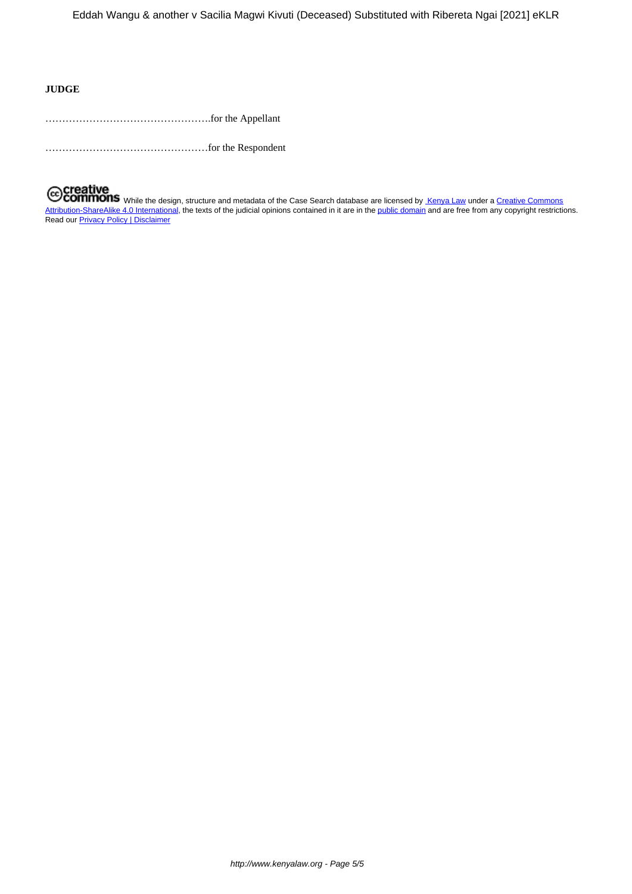**JUDGE**

………………………………………….for the Appellant

…………………………………………for the Respondent

While the design, structure and metadata of the Case Search database are licensed by Kenya Law under a Creative Commons Attribution-ShareAlike 4.0 International, the texts of the judicial opinions contained in it are in the public domain and are free from any copyright restrictions. Read our Privacy Policy | Disclaimer